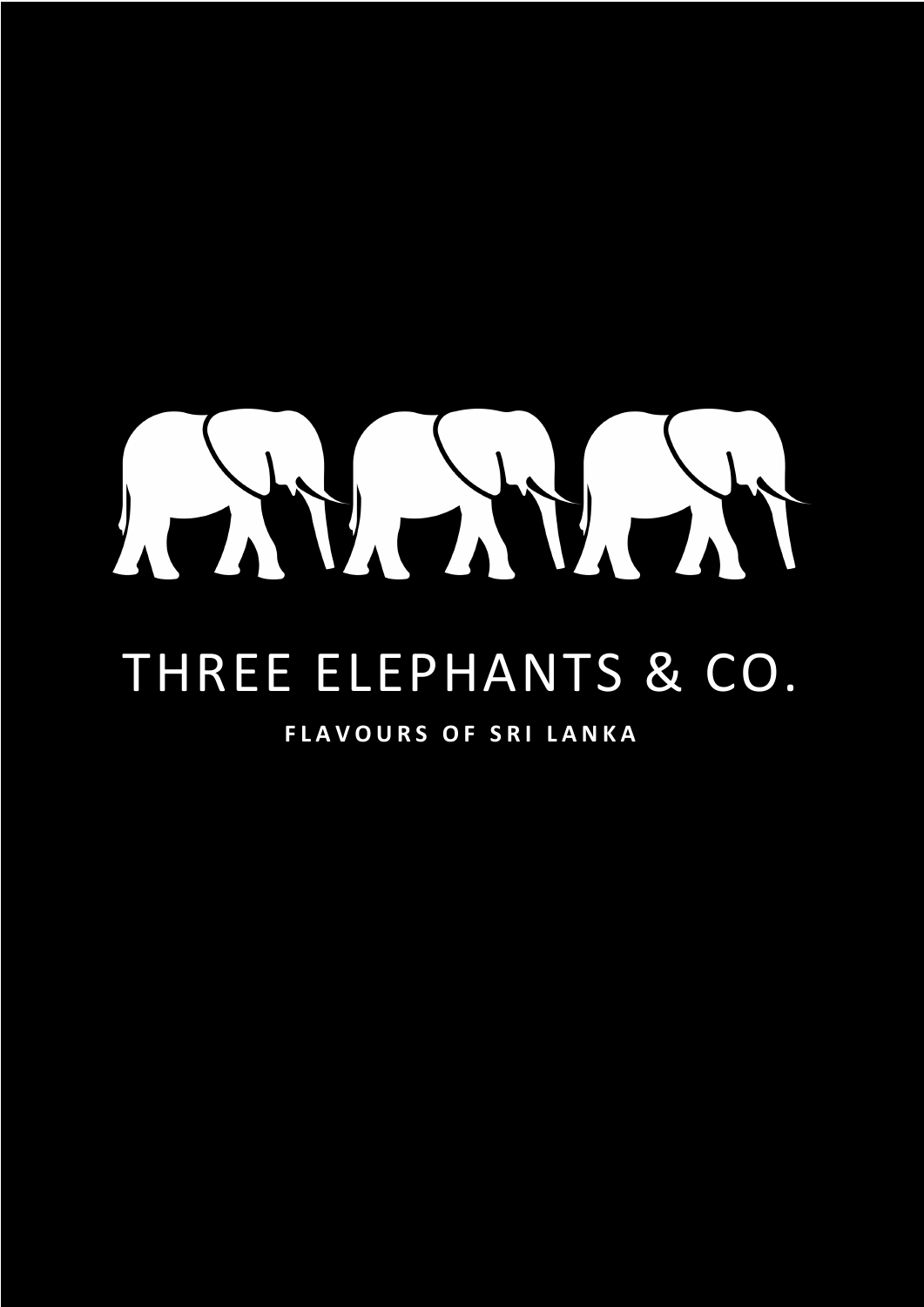# THREE ELEPHANTS & CO.

**FLAVOURS OF SRI LANKA**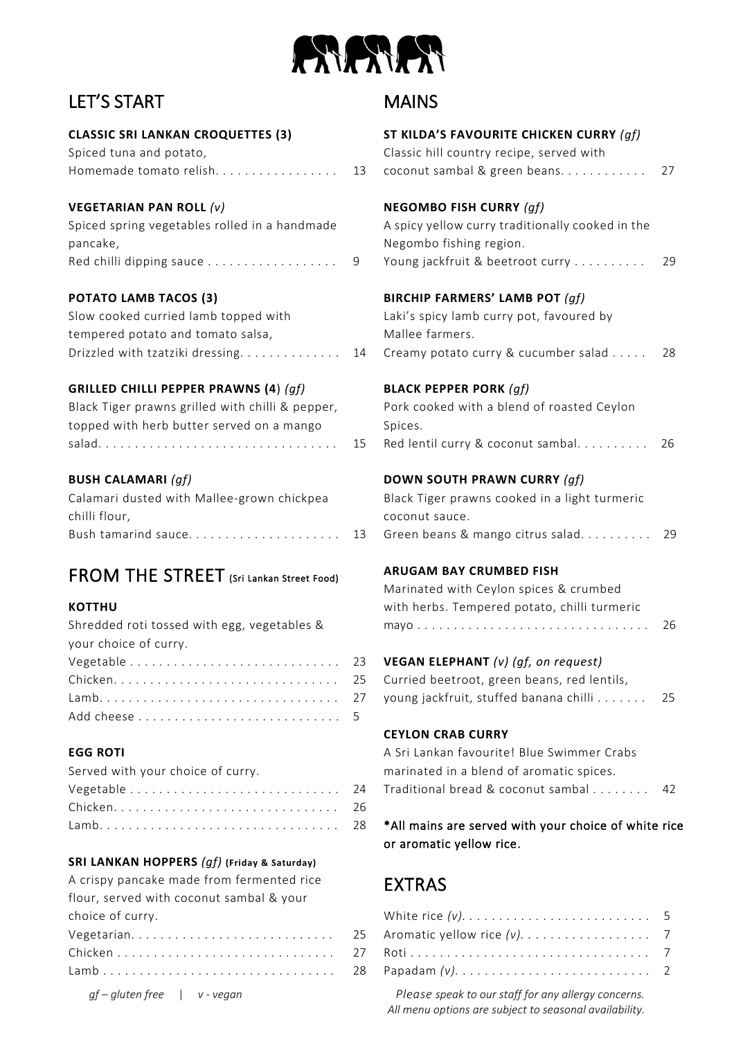## LET'S START

**CLASSIC SRI LANKAN CROQUETTES (3)**
Spiced tuna and potato,
Homemade tomato relish. . . . . . . . . . . . . . . . . 13

**VEGETARIAN PAN ROLL** *(v)*
Spiced spring vegetables rolled in a handmade pancake,
Red chilli dipping sauce . . . . . . . . . . . . . . . . . 9

**POTATO LAMB TACOS (3)**
Slow cooked curried lamb topped with tempered potato and tomato salsa,
Drizzled with tzatziki dressing. . . . . . . . . . . . . 14

**GRILLED CHILLI PEPPER PRAWNS (4**) *(gf)*
Black Tiger prawns grilled with chilli & pepper, topped with herb butter served on a mango salad. . . . . . . . . . . . . . . . . . . . . . . . . . . . . . . . 15

**BUSH CALAMARI** *(gf)*
Calamari dusted with Mallee-grown chickpea chilli flour,
Bush tamarind sauce. . . . . . . . . . . . . . . . . . . . 13

## FROM THE STREET (Sri Lankan Street Food)

**KOTTHU**
Shredded roti tossed with egg, vegetables & your choice of curry.

| | |
|---|---|
| Vegetable | 23 |
| Chicken | 25 |
| Lamb | 27 |
| Add cheese | 5 |

**EGG ROTI**
Served with your choice of curry.

| | |
|---|---|
| Vegetable | 24 |
| Chicken | 26 |
| Lamb | 28 |

**SRI LANKAN HOPPERS** *(gf)* **(Friday & Saturday)**
A crispy pancake made from fermented rice flour, served with coconut sambal & your choice of curry.

| | |
|---|---|
| Vegetarian | 25 |
| Chicken | 27 |
| Lamb | 28 |

*gf – gluten free | v - vegan*

## MAINS

**ST KILDA'S FAVOURITE CHICKEN CURRY** *(gf)*
Classic hill country recipe, served with coconut sambal & green beans. . . . . . . . . . . . 27

**NEGOMBO FISH CURRY** *(gf)*
A spicy yellow curry traditionally cooked in the Negombo fishing region.
Young jackfruit & beetroot curry . . . . . . . . . . 29

**BIRCHIP FARMERS' LAMB POT** *(gf)*
Laki's spicy lamb curry pot, favoured by Mallee farmers.
Creamy potato curry & cucumber salad . . . . . 28

**BLACK PEPPER PORK** *(gf)*
Pork cooked with a blend of roasted Ceylon Spices.
Red lentil curry & coconut sambal. . . . . . . . . . 26

**DOWN SOUTH PRAWN CURRY** *(gf)*
Black Tiger prawns cooked in a light turmeric coconut sauce.
Green beans & mango citrus salad. . . . . . . . . . 29

**ARUGAM BAY CRUMBED FISH**
Marinated with Ceylon spices & crumbed with herbs. Tempered potato, chilli turmeric mayo . . . . . . . . . . . . . . . . . . . . . . . . . . . . . . . 26

**VEGAN ELEPHANT** *(v) (gf, on request)*
Curried beetroot, green beans, red lentils, young jackfruit, stuffed banana chilli . . . . . . . 25

**CEYLON CRAB CURRY**
A Sri Lankan favourite! Blue Swimmer Crabs marinated in a blend of aromatic spices.
Traditional bread & coconut sambal . . . . . . . . 42

*All mains are served with your choice of white rice or aromatic yellow rice.

## EXTRAS

| | |
|---|---|
| White rice *(v)* | 5 |
| Aromatic yellow rice *(v)* | 7 |
| Roti | 7 |
| Papadam *(v)* | 2 |

*Please speak to our staff for any allergy concerns.*
*All menu options are subject to seasonal availability.*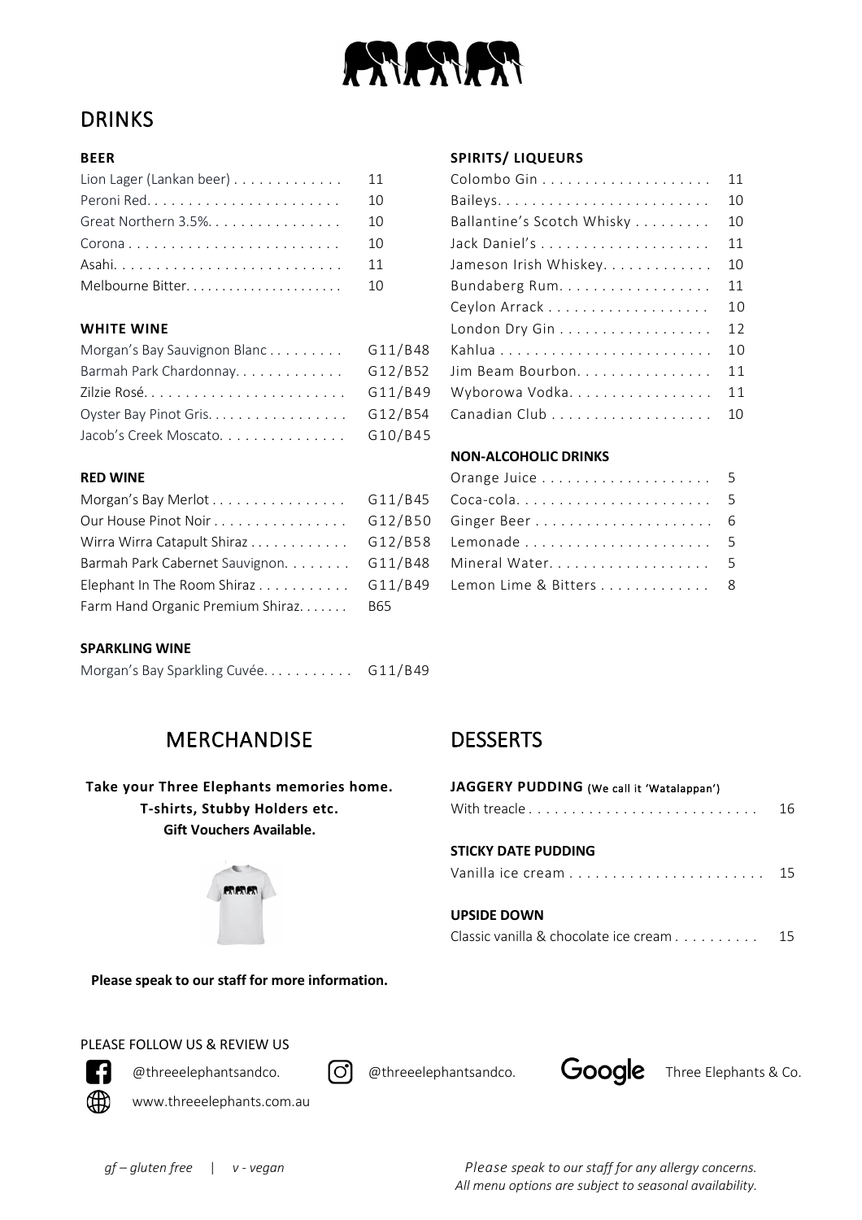# DRINKS

### BEER

| Item | Price |
|---|---|
| Lion Lager (Lankan beer) | 11 |
| Peroni Red | 10 |
| Great Northern 3.5% | 10 |
| Corona | 10 |
| Asahi | 11 |
| Melbourne Bitter | 10 |

### WHITE WINE

| Item | Price |
|---|---|
| Morgan's Bay Sauvignon Blanc | G11/B48 |
| Barmah Park Chardonnay | G12/B52 |
| Zilzie Rosé | G11/B49 |
| Oyster Bay Pinot Gris | G12/B54 |
| Jacob's Creek Moscato | G10/B45 |

### RED WINE

| Item | Price |
|---|---|
| Morgan's Bay Merlot | G11/B45 |
| Our House Pinot Noir | G12/B50 |
| Wirra Wirra Catapult Shiraz | G12/B58 |
| Barmah Park Cabernet Sauvignon | G11/B48 |
| Elephant In The Room Shiraz | G11/B49 |
| Farm Hand Organic Premium Shiraz | B65 |

### SPARKLING WINE

| Item | Price |
|---|---|
| Morgan's Bay Sparkling Cuvée | G11/B49 |

### SPIRITS/ LIQUEURS

| Item | Price |
|---|---|
| Colombo Gin | 11 |
| Baileys | 10 |
| Ballantine's Scotch Whisky | 10 |
| Jack Daniel's | 11 |
| Jameson Irish Whiskey | 10 |
| Bundaberg Rum | 11 |
| Ceylon Arrack | 10 |
| London Dry Gin | 12 |
| Kahlua | 10 |
| Jim Beam Bourbon | 11 |
| Wyborowa Vodka | 11 |
| Canadian Club | 10 |

### NON-ALCOHOLIC DRINKS

| Item | Price |
|---|---|
| Orange Juice | 5 |
| Coca-cola | 5 |
| Ginger Beer | 6 |
| Lemonade | 5 |
| Mineral Water | 5 |
| Lemon Lime & Bitters | 8 |

# MERCHANDISE

**Take your Three Elephants memories home.**
**T-shirts, Stubby Holders etc.**
**Gift Vouchers Available.**

**Please speak to our staff for more information.**

# DESSERTS

### JAGGERY PUDDING (We call it 'Watalappan')

| Item | Price |
|---|---|
| With treacle | 16 |

### STICKY DATE PUDDING

| Item | Price |
|---|---|
| Vanilla ice cream | 15 |

### UPSIDE DOWN

| Item | Price |
|---|---|
| Classic vanilla & chocolate ice cream | 15 |

PLEASE FOLLOW US & REVIEW US

@threeelephantsandco. @threeelephantsandco. Google Three Elephants & Co.

www.threeelephants.com.au

*gf – gluten free | v - vegan*

*Please speak to our staff for any allergy concerns.*
*All menu options are subject to seasonal availability.*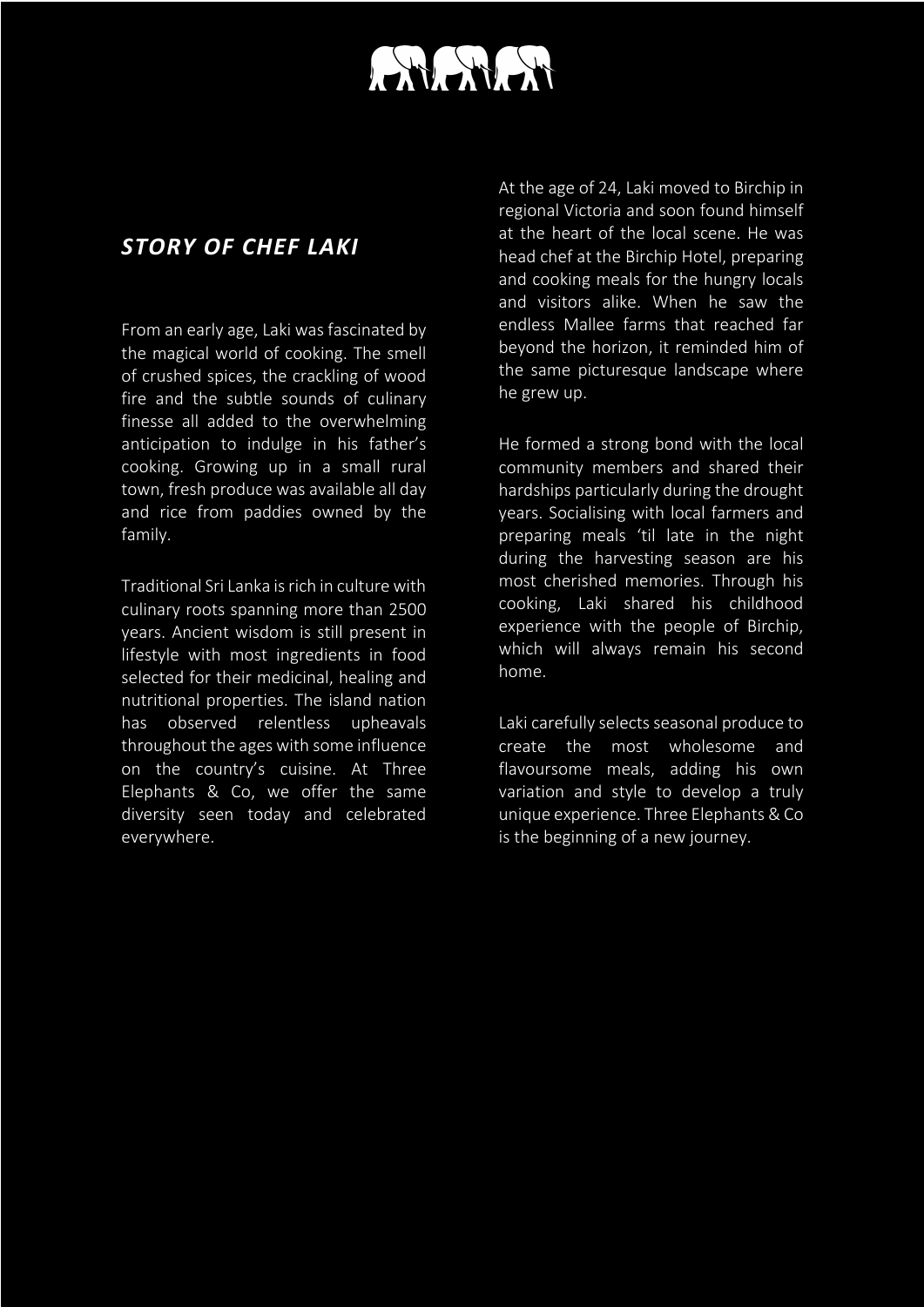## *STORY OF CHEF LAKI*

From an early age, Laki was fascinated by the magical world of cooking. The smell of crushed spices, the crackling of wood fire and the subtle sounds of culinary finesse all added to the overwhelming anticipation to indulge in his father's cooking. Growing up in a small rural town, fresh produce was available all day and rice from paddies owned by the family.

Traditional Sri Lanka is rich in culture with culinary roots spanning more than 2500 years. Ancient wisdom is still present in lifestyle with most ingredients in food selected for their medicinal, healing and nutritional properties. The island nation has observed relentless upheavals throughout the ages with some influence on the country's cuisine. At Three Elephants & Co, we offer the same diversity seen today and celebrated everywhere.

At the age of 24, Laki moved to Birchip in regional Victoria and soon found himself at the heart of the local scene. He was head chef at the Birchip Hotel, preparing and cooking meals for the hungry locals and visitors alike. When he saw the endless Mallee farms that reached far beyond the horizon, it reminded him of the same picturesque landscape where he grew up.

He formed a strong bond with the local community members and shared their hardships particularly during the drought years. Socialising with local farmers and preparing meals 'til late in the night during the harvesting season are his most cherished memories. Through his cooking, Laki shared his childhood experience with the people of Birchip, which will always remain his second home.

Laki carefully selects seasonal produce to create the most wholesome and flavoursome meals, adding his own variation and style to develop a truly unique experience. Three Elephants & Co is the beginning of a new journey.